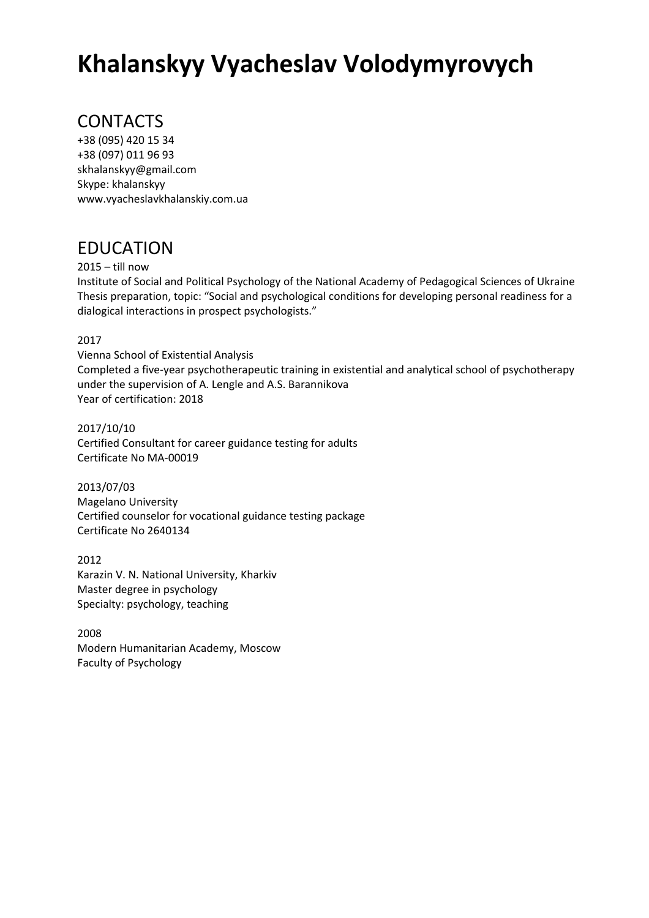# Khalanskyy Vyacheslav Volodymyrovych

## CONTACTS

+38 (095) 420 15 34
+38 (097) 011 96 93
skhalanskyy@gmail.com
Skype: khalanskyy
www.vyacheslavkhalanskiy.com.ua

## EDUCATION

2015 – till now
Institute of Social and Political Psychology of the National Academy of Pedagogical Sciences of Ukraine
Thesis preparation, topic: "Social and psychological conditions for developing personal readiness for a dialogical interactions in prospect psychologists."

2017
Vienna School of Existential Analysis
Completed a five-year psychotherapeutic training in existential and analytical school of psychotherapy under the supervision of A. Lengle and A.S. Barannikova
Year of certification: 2018

2017/10/10
Certified Consultant for career guidance testing for adults
Certificate No MA-00019

2013/07/03
Magelano University
Certified counselor for vocational guidance testing package
Certificate No 2640134

2012
Karazin V. N. National University, Kharkiv
Master degree in psychology
Specialty: psychology, teaching

2008
Modern Humanitarian Academy, Moscow
Faculty of Psychology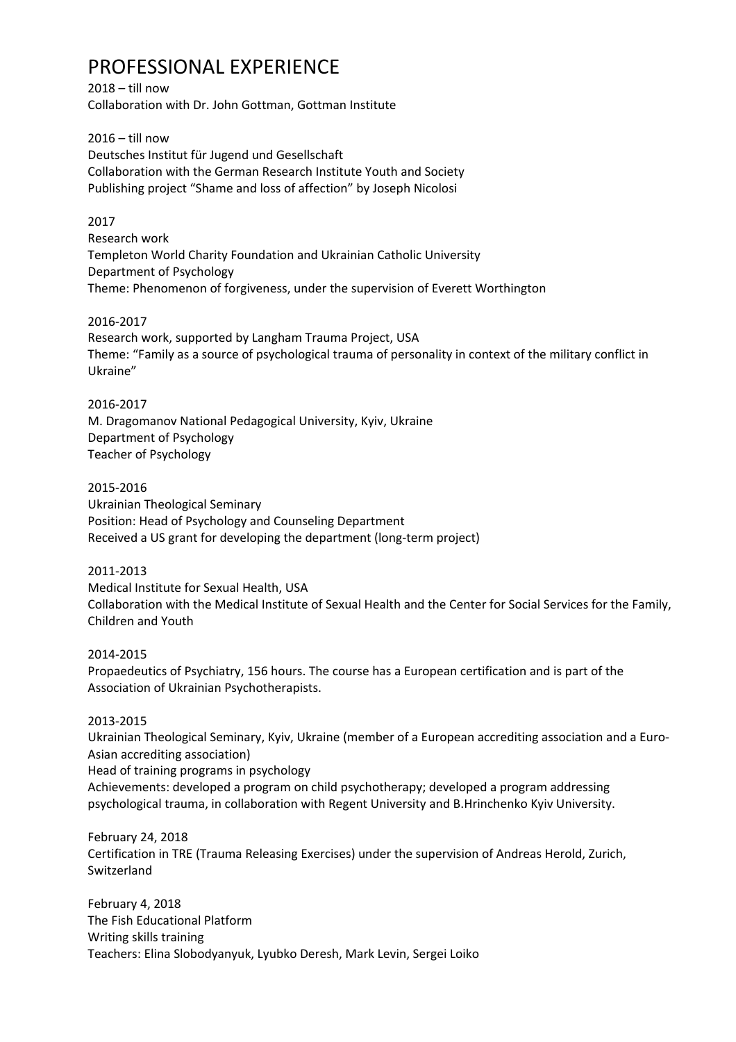# PROFESSIONAL EXPERIENCE

2018 – till now
Collaboration with Dr. John Gottman, Gottman Institute

2016 – till now
Deutsches Institut für Jugend und Gesellschaft
Collaboration with the German Research Institute Youth and Society
Publishing project "Shame and loss of affection" by Joseph Nicolosi

2017
Research work
Templeton World Charity Foundation and Ukrainian Catholic University
Department of Psychology
Theme: Phenomenon of forgiveness, under the supervision of Everett Worthington

2016-2017
Research work, supported by Langham Trauma Project, USA
Theme: "Family as a source of psychological trauma of personality in context of the military conflict in Ukraine"

2016-2017
M. Dragomanov National Pedagogical University, Kyiv, Ukraine
Department of Psychology
Teacher of Psychology

2015-2016
Ukrainian Theological Seminary
Position: Head of Psychology and Counseling Department
Received a US grant for developing the department (long-term project)

2011-2013
Medical Institute for Sexual Health, USA
Collaboration with the Medical Institute of Sexual Health and the Center for Social Services for the Family, Children and Youth

2014-2015
Propaedeutics of Psychiatry, 156 hours. The course has a European certification and is part of the Association of Ukrainian Psychotherapists.

2013-2015
Ukrainian Theological Seminary, Kyiv, Ukraine (member of a European accrediting association and a Euro-Asian accrediting association)
Head of training programs in psychology
Achievements: developed a program on child psychotherapy; developed a program addressing psychological trauma, in collaboration with Regent University and B.Hrinchenko Kyiv University.

February 24, 2018
Certification in TRE (Trauma Releasing Exercises) under the supervision of Andreas Herold, Zurich, Switzerland

February 4, 2018
The Fish Educational Platform
Writing skills training
Teachers: Elina Slobodyanyuk, Lyubko Deresh, Mark Levin, Sergei Loiko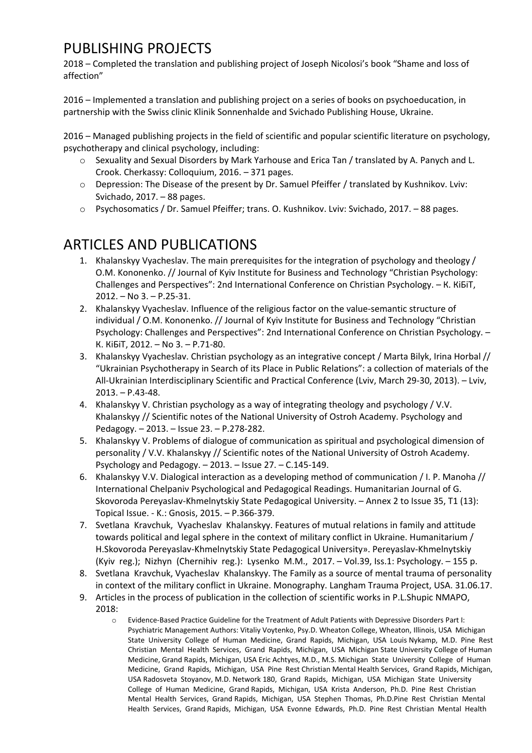# PUBLISHING PROJECTS

2018 – Completed the translation and publishing project of Joseph Nicolosi's book "Shame and loss of affection"

2016 – Implemented a translation and publishing project on a series of books on psychoeducation, in partnership with the Swiss clinic Klinik Sonnenhalde and Svichado Publishing House, Ukraine.

2016 – Managed publishing projects in the field of scientific and popular scientific literature on psychology, psychotherapy and clinical psychology, including:

- Sexuality and Sexual Disorders by Mark Yarhouse and Erica Tan / translated by A. Panych and L. Crook. Cherkassy: Colloquium, 2016. – 371 pages.
- Depression: The Disease of the present by Dr. Samuel Pfeiffer / translated by Kushnikov. Lviv: Svichado, 2017. – 88 pages.
- Psychosomatics / Dr. Samuel Pfeiffer; trans. O. Kushnikov. Lviv: Svichado, 2017. – 88 pages.

# ARTICLES AND PUBLICATIONS

1. Khalanskyy Vyacheslav. The main prerequisites for the integration of psychology and theology / O.M. Kononenko. // Journal of Kyiv Institute for Business and Technology "Christian Psychology: Challenges and Perspectives": 2nd International Conference on Christian Psychology. – К. КіБіТ, 2012. – No 3. – P.25-31.
2. Khalanskyy Vyacheslav. Influence of the religious factor on the value-semantic structure of individual / O.M. Kononenko. // Journal of Kyiv Institute for Business and Technology "Christian Psychology: Challenges and Perspectives": 2nd International Conference on Christian Psychology. – К. КіБіТ, 2012. – No 3. – P.71-80.
3. Khalanskyy Vyacheslav. Christian psychology as an integrative concept / Marta Bilyk, Irina Horbal // "Ukrainian Psychotherapy in Search of its Place in Public Relations": a collection of materials of the All-Ukrainian Interdisciplinary Scientific and Practical Conference (Lviv, March 29-30, 2013). – Lviv, 2013. – P.43-48.
4. Khalanskyy V. Christian psychology as a way of integrating theology and psychology / V.V. Khalanskyy // Scientific notes of the National University of Ostroh Academy. Psychology and Pedagogy. – 2013. – Issue 23. – P.278-282.
5. Khalanskyy V. Problems of dialogue of communication as spiritual and psychological dimension of personality / V.V. Khalanskyy // Scientific notes of the National University of Ostroh Academy. Psychology and Pedagogy. – 2013. – Issue 27. – C.145-149.
6. Khalanskyy V.V. Dialogical interaction as a developing method of communication / I. P. Manoha // International Chelpaniv Psychological and Pedagogical Readings. Humanitarian Journal of G. Skovoroda Pereyaslav-Khmelnytskiy State Pedagogical University. – Annex 2 to Issue 35, T1 (13): Topical Issue. - K.: Gnosis, 2015. – P.366-379.
7. Svetlana Kravchuk, Vyacheslav Khalanskyy. Features of mutual relations in family and attitude towards political and legal sphere in the context of military conflict in Ukraine. Humanitarium / H.Skovoroda Pereyaslav-Khmelnytskiy State Pedagogical University». Pereyaslav-Khmelnytskiy (Kyiv reg.); Nizhyn (Chernihiv reg.): Lysenko M.M., 2017. – Vol.39, Iss.1: Psychology. – 155 p.
8. Svetlana Kravchuk, Vyacheslav Khalanskyy. The Family as a source of mental trauma of personality in context of the military conflict in Ukraine. Monography. Langham Trauma Project, USA. 31.06.17.
9. Articles in the process of publication in the collection of scientific works in P.L.Shupic NMAPO, 2018:
   - Evidence-Based Practice Guideline for the Treatment of Adult Patients with Depressive Disorders Part I: Psychiatric Management Authors: Vitaliy Voytenko, Psy.D. Wheaton College, Wheaton, Illinois, USA Michigan State University College of Human Medicine, Grand Rapids, Michigan, USA Louis Nykamp, M.D. Pine Rest Christian Mental Health Services, Grand Rapids, Michigan, USA Michigan State University College of Human Medicine, Grand Rapids, Michigan, USA Eric Achtyes, M.D., M.S. Michigan State University College of Human Medicine, Grand Rapids, Michigan, USA Pine Rest Christian Mental Health Services, Grand Rapids, Michigan, USA Radosveta Stoyanov, M.D. Network 180, Grand Rapids, Michigan, USA Michigan State University College of Human Medicine, Grand Rapids, Michigan, USA Krista Anderson, Ph.D. Pine Rest Christian Mental Health Services, Grand Rapids, Michigan, USA Stephen Thomas, Ph.D.Pine Rest Christian Mental Health Services, Grand Rapids, Michigan, USA Evonne Edwards, Ph.D. Pine Rest Christian Mental Health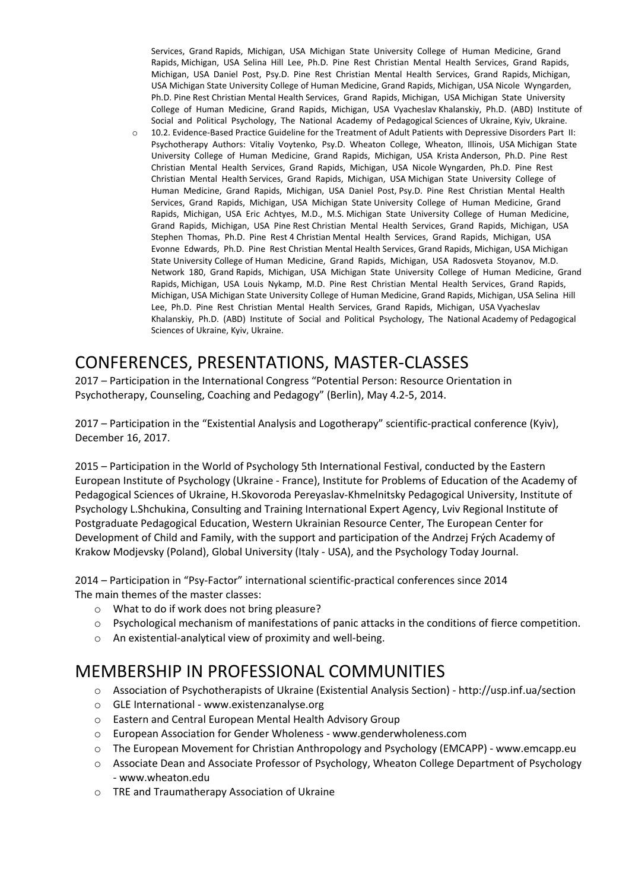Services, Grand Rapids, Michigan, USA Michigan State University College of Human Medicine, Grand Rapids, Michigan, USA Selina Hill Lee, Ph.D. Pine Rest Christian Mental Health Services, Grand Rapids, Michigan, USA Daniel Post, Psy.D. Pine Rest Christian Mental Health Services, Grand Rapids, Michigan, USA Michigan State University College of Human Medicine, Grand Rapids, Michigan, USA Nicole Wyngarden, Ph.D. Pine Rest Christian Mental Health Services, Grand Rapids, Michigan, USA Michigan State University College of Human Medicine, Grand Rapids, Michigan, USA Vyacheslav Khalanskiy, Ph.D. (ABD) Institute of Social and Political Psychology, The National Academy of Pedagogical Sciences of Ukraine, Kyiv, Ukraine.

- 10.2. Evidence-Based Practice Guideline for the Treatment of Adult Patients with Depressive Disorders Part II: Psychotherapy Authors: Vitaliy Voytenko, Psy.D. Wheaton College, Wheaton, Illinois, USA Michigan State University College of Human Medicine, Grand Rapids, Michigan, USA Krista Anderson, Ph.D. Pine Rest Christian Mental Health Services, Grand Rapids, Michigan, USA Nicole Wyngarden, Ph.D. Pine Rest Christian Mental Health Services, Grand Rapids, Michigan, USA Michigan State University College of Human Medicine, Grand Rapids, Michigan, USA Daniel Post, Psy.D. Pine Rest Christian Mental Health Services, Grand Rapids, Michigan, USA Michigan State University College of Human Medicine, Grand Rapids, Michigan, USA Eric Achtyes, M.D., M.S. Michigan State University College of Human Medicine, Grand Rapids, Michigan, USA Pine Rest Christian Mental Health Services, Grand Rapids, Michigan, USA Stephen Thomas, Ph.D. Pine Rest 4 Christian Mental Health Services, Grand Rapids, Michigan, USA Evonne Edwards, Ph.D. Pine Rest Christian Mental Health Services, Grand Rapids, Michigan, USA Michigan State University College of Human Medicine, Grand Rapids, Michigan, USA Radosveta Stoyanov, M.D. Network 180, Grand Rapids, Michigan, USA Michigan State University College of Human Medicine, Grand Rapids, Michigan, USA Louis Nykamp, M.D. Pine Rest Christian Mental Health Services, Grand Rapids, Michigan, USA Michigan State University College of Human Medicine, Grand Rapids, Michigan, USA Selina Hill Lee, Ph.D. Pine Rest Christian Mental Health Services, Grand Rapids, Michigan, USA Vyacheslav Khalanskiy, Ph.D. (ABD) Institute of Social and Political Psychology, The National Academy of Pedagogical Sciences of Ukraine, Kyiv, Ukraine.

# CONFERENCES, PRESENTATIONS, MASTER-CLASSES

2017 – Participation in the International Congress "Potential Person: Resource Orientation in Psychotherapy, Counseling, Coaching and Pedagogy" (Berlin), May 4.2-5, 2014.

2017 – Participation in the "Existential Analysis and Logotherapy" scientific-practical conference (Kyiv), December 16, 2017.

2015 – Participation in the World of Psychology 5th International Festival, conducted by the Eastern European Institute of Psychology (Ukraine - France), Institute for Problems of Education of the Academy of Pedagogical Sciences of Ukraine, H.Skovoroda Pereyaslav-Khmelnitsky Pedagogical University, Institute of Psychology L.Shchukina, Consulting and Training International Expert Agency, Lviv Regional Institute of Postgraduate Pedagogical Education, Western Ukrainian Resource Center, The European Center for Development of Child and Family, with the support and participation of the Andrzej Frých Academy of Krakow Modjevsky (Poland), Global University (Italy - USA), and the Psychology Today Journal.

2014 – Participation in "Psy-Factor" international scientific-practical conferences since 2014
The main themes of the master classes:

- What to do if work does not bring pleasure?
- Psychological mechanism of manifestations of panic attacks in the conditions of fierce competition.
- An existential-analytical view of proximity and well-being.

# MEMBERSHIP IN PROFESSIONAL COMMUNITIES

- Association of Psychotherapists of Ukraine (Existential Analysis Section) - http://usp.inf.ua/section
- GLE International - www.existenzanalyse.org
- Eastern and Central European Mental Health Advisory Group
- European Association for Gender Wholeness - www.genderwholeness.com
- The European Movement for Christian Anthropology and Psychology (EMCAPP) - www.emcapp.eu
- Associate Dean and Associate Professor of Psychology, Wheaton College Department of Psychology - www.wheaton.edu
- TRE and Traumatherapy Association of Ukraine